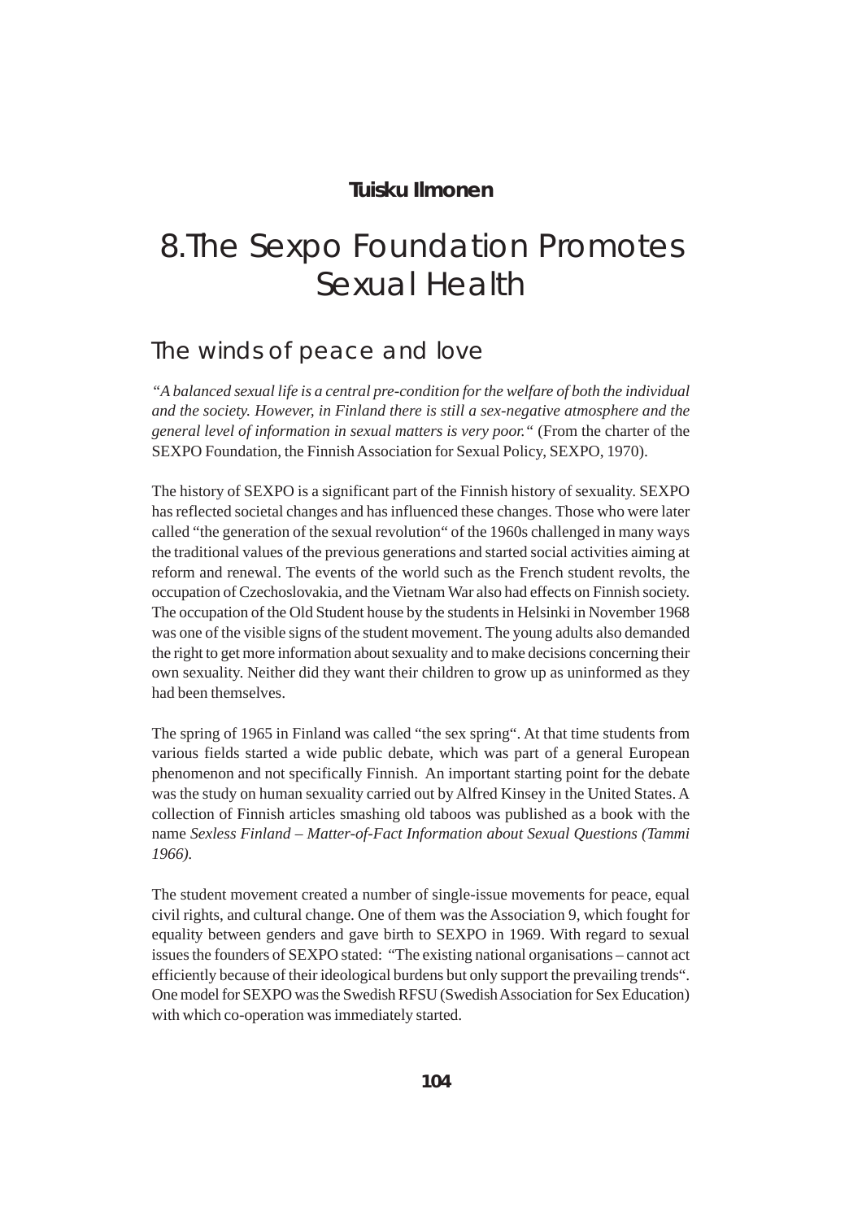**Tuisku Ilmonen**

# 8.The Sexpo Foundation Promotes Sexual Health

## The winds of peace and love

*"A balanced sexual life is a central pre-condition for the welfare of both the individual and the society. However, in Finland there is still a sex-negative atmosphere and the general level of information in sexual matters is very poor."* (From the charter of the SEXPO Foundation, the Finnish Association for Sexual Policy, SEXPO, 1970).

The history of SEXPO is a significant part of the Finnish history of sexuality. SEXPO has reflected societal changes and has influenced these changes. Those who were later called "the generation of the sexual revolution" of the 1960s challenged in many ways the traditional values of the previous generations and started social activities aiming at reform and renewal. The events of the world such as the French student revolts, the occupation of Czechoslovakia, and the Vietnam War also had effects on Finnish society. The occupation of the Old Student house by the students in Helsinki in November 1968 was one of the visible signs of the student movement. The young adults also demanded the right to get more information about sexuality and to make decisions concerning their own sexuality. Neither did they want their children to grow up as uninformed as they had been themselves.

The spring of 1965 in Finland was called "the sex spring". At that time students from various fields started a wide public debate, which was part of a general European phenomenon and not specifically Finnish. An important starting point for the debate was the study on human sexuality carried out by Alfred Kinsey in the United States. A collection of Finnish articles smashing old taboos was published as a book with the name *Sexless Finland – Matter-of-Fact Information about Sexual Questions (Tammi 1966).*

The student movement created a number of single-issue movements for peace, equal civil rights, and cultural change. One of them was the Association 9, which fought for equality between genders and gave birth to SEXPO in 1969. With regard to sexual issues the founders of SEXPO stated: "The existing national organisations – cannot act efficiently because of their ideological burdens but only support the prevailing trends". One model for SEXPO was the Swedish RFSU (Swedish Association for Sex Education) with which co-operation was immediately started.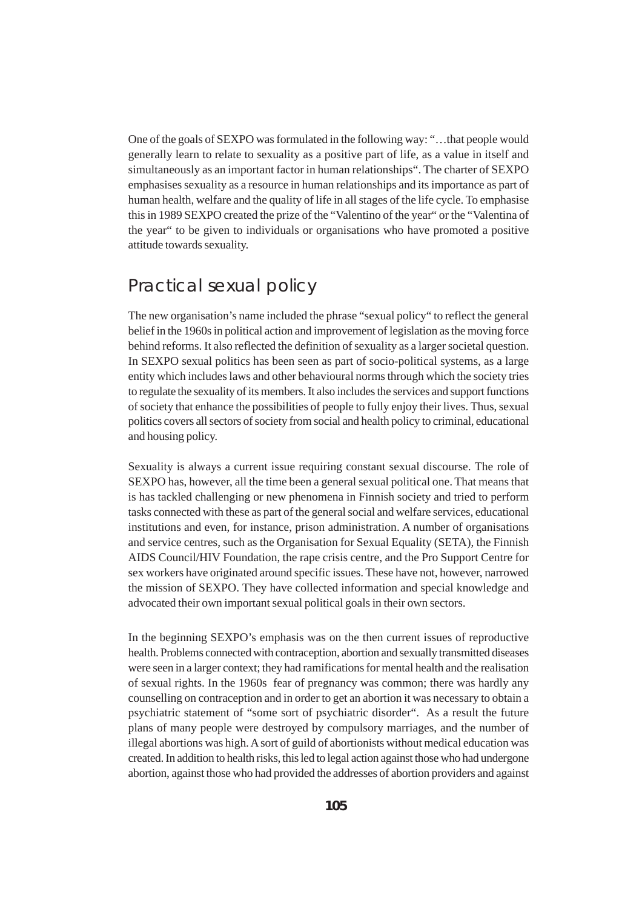One of the goals of SEXPO was formulated in the following way: "…that people would generally learn to relate to sexuality as a positive part of life, as a value in itself and simultaneously as an important factor in human relationships". The charter of SEXPO emphasises sexuality as a resource in human relationships and its importance as part of human health, welfare and the quality of life in all stages of the life cycle. To emphasise this in 1989 SEXPO created the prize of the "Valentino of the year" or the "Valentina of the year" to be given to individuals or organisations who have promoted a positive attitude towards sexuality.

## Practical sexual policy

The new organisation's name included the phrase "sexual policy" to reflect the general belief in the 1960s in political action and improvement of legislation as the moving force behind reforms. It also reflected the definition of sexuality as a larger societal question. In SEXPO sexual politics has been seen as part of socio-political systems, as a large entity which includes laws and other behavioural norms through which the society tries to regulate the sexuality of its members. It also includes the services and support functions of society that enhance the possibilities of people to fully enjoy their lives. Thus, sexual politics covers all sectors of society from social and health policy to criminal, educational and housing policy.

Sexuality is always a current issue requiring constant sexual discourse. The role of SEXPO has, however, all the time been a general sexual political one. That means that is has tackled challenging or new phenomena in Finnish society and tried to perform tasks connected with these as part of the general social and welfare services, educational institutions and even, for instance, prison administration. A number of organisations and service centres, such as the Organisation for Sexual Equality (SETA), the Finnish AIDS Council/HIV Foundation, the rape crisis centre, and the Pro Support Centre for sex workers have originated around specific issues. These have not, however, narrowed the mission of SEXPO. They have collected information and special knowledge and advocated their own important sexual political goals in their own sectors.

In the beginning SEXPO's emphasis was on the then current issues of reproductive health. Problems connected with contraception, abortion and sexually transmitted diseases were seen in a larger context; they had ramifications for mental health and the realisation of sexual rights. In the 1960s fear of pregnancy was common; there was hardly any counselling on contraception and in order to get an abortion it was necessary to obtain a psychiatric statement of "some sort of psychiatric disorder". As a result the future plans of many people were destroyed by compulsory marriages, and the number of illegal abortions was high. A sort of guild of abortionists without medical education was created. In addition to health risks, this led to legal action against those who had undergone abortion, against those who had provided the addresses of abortion providers and against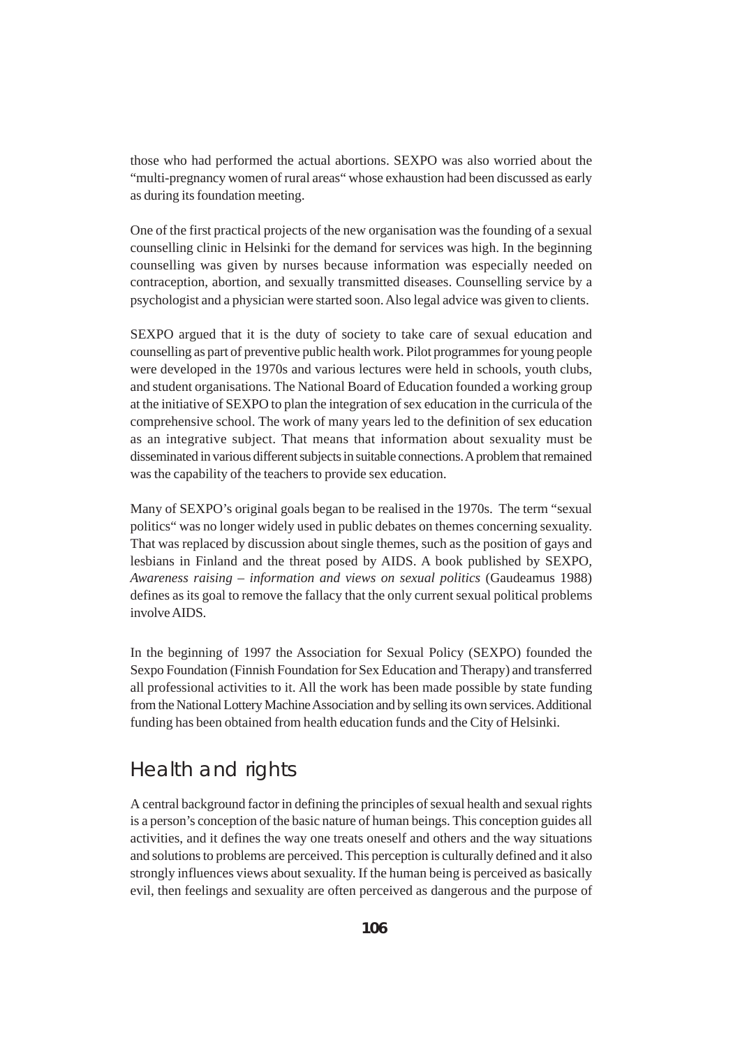those who had performed the actual abortions. SEXPO was also worried about the "multi-pregnancy women of rural areas" whose exhaustion had been discussed as early as during its foundation meeting.

One of the first practical projects of the new organisation was the founding of a sexual counselling clinic in Helsinki for the demand for services was high. In the beginning counselling was given by nurses because information was especially needed on contraception, abortion, and sexually transmitted diseases. Counselling service by a psychologist and a physician were started soon. Also legal advice was given to clients.

SEXPO argued that it is the duty of society to take care of sexual education and counselling as part of preventive public health work. Pilot programmes for young people were developed in the 1970s and various lectures were held in schools, youth clubs, and student organisations. The National Board of Education founded a working group at the initiative of SEXPO to plan the integration of sex education in the curricula of the comprehensive school. The work of many years led to the definition of sex education as an integrative subject. That means that information about sexuality must be disseminated in various different subjects in suitable connections. A problem that remained was the capability of the teachers to provide sex education.

Many of SEXPO's original goals began to be realised in the 1970s. The term "sexual politics" was no longer widely used in public debates on themes concerning sexuality. That was replaced by discussion about single themes, such as the position of gays and lesbians in Finland and the threat posed by AIDS. A book published by SEXPO, *Awareness raising – information and views on sexual politics* (Gaudeamus 1988) defines as its goal to remove the fallacy that the only current sexual political problems involve AIDS.

In the beginning of 1997 the Association for Sexual Policy (SEXPO) founded the Sexpo Foundation (Finnish Foundation for Sex Education and Therapy) and transferred all professional activities to it. All the work has been made possible by state funding from the National Lottery Machine Association and by selling its own services. Additional funding has been obtained from health education funds and the City of Helsinki.

## Health and rights

A central background factor in defining the principles of sexual health and sexual rights is a person's conception of the basic nature of human beings. This conception guides all activities, and it defines the way one treats oneself and others and the way situations and solutions to problems are perceived. This perception is culturally defined and it also strongly influences views about sexuality. If the human being is perceived as basically evil, then feelings and sexuality are often perceived as dangerous and the purpose of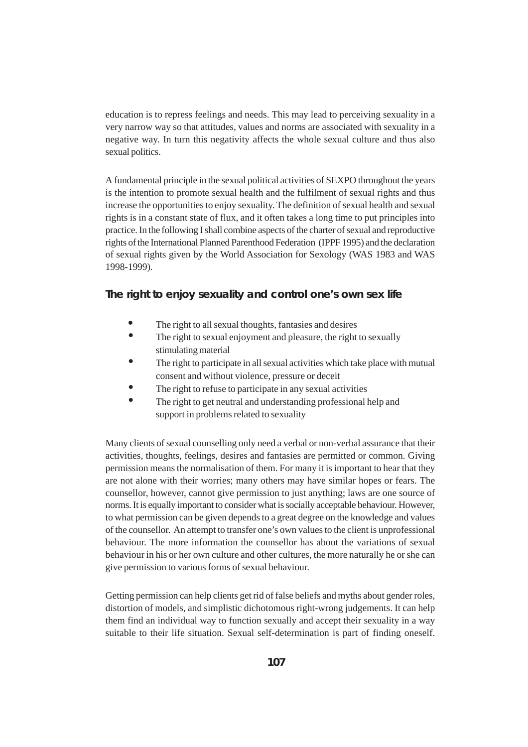education is to repress feelings and needs. This may lead to perceiving sexuality in a very narrow way so that attitudes, values and norms are associated with sexuality in a negative way. In turn this negativity affects the whole sexual culture and thus also sexual politics.

A fundamental principle in the sexual political activities of SEXPO throughout the years is the intention to promote sexual health and the fulfilment of sexual rights and thus increase the opportunities to enjoy sexuality. The definition of sexual health and sexual rights is in a constant state of flux, and it often takes a long time to put principles into practice. In the following I shall combine aspects of the charter of sexual and reproductive rights of the International Planned Parenthood Federation (IPPF 1995) and the declaration of sexual rights given by the World Association for Sexology (WAS 1983 and WAS 1998-1999).

### The right to enjoy sexuality and control one's own sex life

- The right to all sexual thoughts, fantasies and desires
- The right to sexual enjoyment and pleasure, the right to sexually stimulating material
- The right to participate in all sexual activities which take place with mutual consent and without violence, pressure or deceit
- The right to refuse to participate in any sexual activities
- The right to get neutral and understanding professional help and support in problems related to sexuality

Many clients of sexual counselling only need a verbal or non-verbal assurance that their activities, thoughts, feelings, desires and fantasies are permitted or common. Giving permission means the normalisation of them. For many it is important to hear that they are not alone with their worries; many others may have similar hopes or fears. The counsellor, however, cannot give permission to just anything; laws are one source of norms. It is equally important to consider what is socially acceptable behaviour. However, to what permission can be given depends to a great degree on the knowledge and values of the counsellor. An attempt to transfer one's own values to the client is unprofessional behaviour. The more information the counsellor has about the variations of sexual behaviour in his or her own culture and other cultures, the more naturally he or she can give permission to various forms of sexual behaviour.

Getting permission can help clients get rid of false beliefs and myths about gender roles, distortion of models, and simplistic dichotomous right-wrong judgements. It can help them find an individual way to function sexually and accept their sexuality in a way suitable to their life situation. Sexual self-determination is part of finding oneself.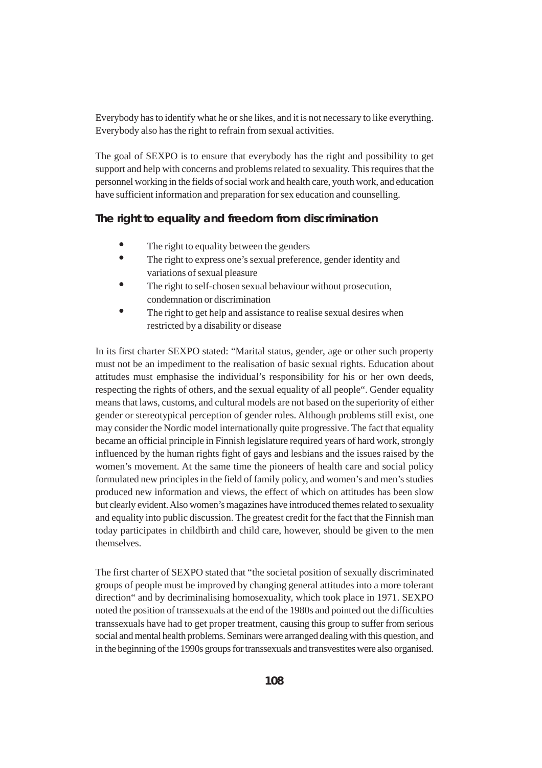Everybody has to identify what he or she likes, and it is not necessary to like everything. Everybody also has the right to refrain from sexual activities.

The goal of SEXPO is to ensure that everybody has the right and possibility to get support and help with concerns and problems related to sexuality. This requires that the personnel working in the fields of social work and health care, youth work, and education have sufficient information and preparation for sex education and counselling.

## The right to equality and freedom from discrimination

- The right to equality between the genders
- The right to express one's sexual preference, gender identity and variations of sexual pleasure
- The right to self-chosen sexual behaviour without prosecution, condemnation or discrimination
- The right to get help and assistance to realise sexual desires when restricted by a disability or disease

In its first charter SEXPO stated: "Marital status, gender, age or other such property must not be an impediment to the realisation of basic sexual rights. Education about attitudes must emphasise the individual's responsibility for his or her own deeds, respecting the rights of others, and the sexual equality of all people". Gender equality means that laws, customs, and cultural models are not based on the superiority of either gender or stereotypical perception of gender roles. Although problems still exist, one may consider the Nordic model internationally quite progressive. The fact that equality became an official principle in Finnish legislature required years of hard work, strongly influenced by the human rights fight of gays and lesbians and the issues raised by the women's movement. At the same time the pioneers of health care and social policy formulated new principles in the field of family policy, and women's and men's studies produced new information and views, the effect of which on attitudes has been slow but clearly evident. Also women's magazines have introduced themes related to sexuality and equality into public discussion. The greatest credit for the fact that the Finnish man today participates in childbirth and child care, however, should be given to the men themselves.

The first charter of SEXPO stated that "the societal position of sexually discriminated groups of people must be improved by changing general attitudes into a more tolerant direction" and by decriminalising homosexuality, which took place in 1971. SEXPO noted the position of transsexuals at the end of the 1980s and pointed out the difficulties transsexuals have had to get proper treatment, causing this group to suffer from serious social and mental health problems. Seminars were arranged dealing with this question, and in the beginning of the 1990s groups for transsexuals and transvestites were also organised.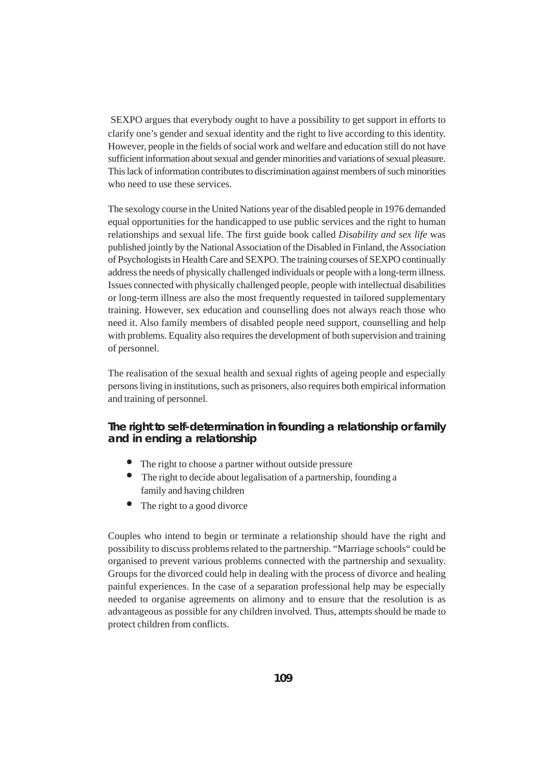SEXPO argues that everybody ought to have a possibility to get support in efforts to clarify one's gender and sexual identity and the right to live according to this identity. However, people in the fields of social work and welfare and education still do not have sufficient information about sexual and gender minorities and variations of sexual pleasure. This lack of information contributes to discrimination against members of such minorities who need to use these services.

The sexology course in the United Nations year of the disabled people in 1976 demanded equal opportunities for the handicapped to use public services and the right to human relationships and sexual life. The first guide book called *Disability and sex life* was published jointly by the National Association of the Disabled in Finland, the Association of Psychologists in Health Care and SEXPO. The training courses of SEXPO continually address the needs of physically challenged individuals or people with a long-term illness. Issues connected with physically challenged people, people with intellectual disabilities or long-term illness are also the most frequently requested in tailored supplementary training. However, sex education and counselling does not always reach those who need it. Also family members of disabled people need support, counselling and help with problems. Equality also requires the development of both supervision and training of personnel.

The realisation of the sexual health and sexual rights of ageing people and especially persons living in institutions, such as prisoners, also requires both empirical information and training of personnel.

### The right to self-determination in founding a relationship or family and in ending a relationship

- The right to choose a partner without outside pressure
- The right to decide about legalisation of a partnership, founding a family and having children
- The right to a good divorce

Couples who intend to begin or terminate a relationship should have the right and possibility to discuss problems related to the partnership. "Marriage schools" could be organised to prevent various problems connected with the partnership and sexuality. Groups for the divorced could help in dealing with the process of divorce and healing painful experiences. In the case of a separation professional help may be especially needed to organise agreements on alimony and to ensure that the resolution is as advantageous as possible for any children involved. Thus, attempts should be made to protect children from conflicts.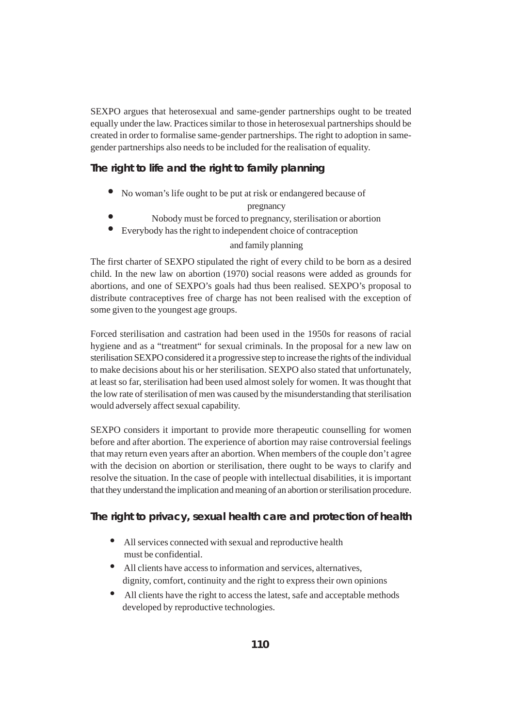SEXPO argues that heterosexual and same-gender partnerships ought to be treated equally under the law. Practices similar to those in heterosexual partnerships should be created in order to formalise same-gender partnerships. The right to adoption in same-gender partnerships also needs to be included for the realisation of equality.

## The right to life and the right to family planning

- No woman's life ought to be put at risk or endangered because of pregnancy
- Nobody must be forced to pregnancy, sterilisation or abortion
- Everybody has the right to independent choice of contraception and family planning

The first charter of SEXPO stipulated the right of every child to be born as a desired child. In the new law on abortion (1970) social reasons were added as grounds for abortions, and one of SEXPO's goals had thus been realised. SEXPO's proposal to distribute contraceptives free of charge has not been realised with the exception of some given to the youngest age groups.

Forced sterilisation and castration had been used in the 1950s for reasons of racial hygiene and as a "treatment" for sexual criminals. In the proposal for a new law on sterilisation SEXPO considered it a progressive step to increase the rights of the individual to make decisions about his or her sterilisation. SEXPO also stated that unfortunately, at least so far, sterilisation had been used almost solely for women. It was thought that the low rate of sterilisation of men was caused by the misunderstanding that sterilisation would adversely affect sexual capability.

SEXPO considers it important to provide more therapeutic counselling for women before and after abortion. The experience of abortion may raise controversial feelings that may return even years after an abortion. When members of the couple don't agree with the decision on abortion or sterilisation, there ought to be ways to clarify and resolve the situation. In the case of people with intellectual disabilities, it is important that they understand the implication and meaning of an abortion or sterilisation procedure.

## The right to privacy, sexual health care and protection of health

- All services connected with sexual and reproductive health must be confidential.
- All clients have access to information and services, alternatives, dignity, comfort, continuity and the right to express their own opinions
- All clients have the right to access the latest, safe and acceptable methods developed by reproductive technologies.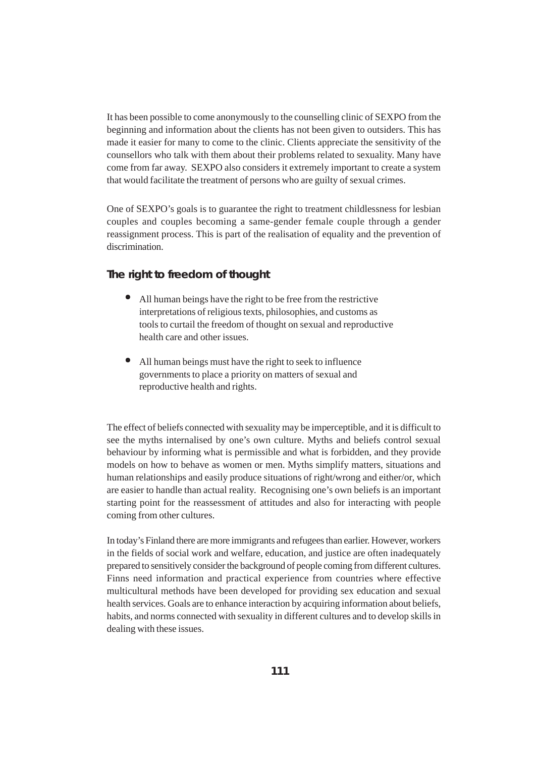It has been possible to come anonymously to the counselling clinic of SEXPO from the beginning and information about the clients has not been given to outsiders. This has made it easier for many to come to the clinic. Clients appreciate the sensitivity of the counsellors who talk with them about their problems related to sexuality. Many have come from far away. SEXPO also considers it extremely important to create a system that would facilitate the treatment of persons who are guilty of sexual crimes.

One of SEXPO's goals is to guarantee the right to treatment childlessness for lesbian couples and couples becoming a same-gender female couple through a gender reassignment process. This is part of the realisation of equality and the prevention of discrimination.

### The right to freedom of thought

- All human beings have the right to be free from the restrictive interpretations of religious texts, philosophies, and customs as tools to curtail the freedom of thought on sexual and reproductive health care and other issues.
- All human beings must have the right to seek to influence governments to place a priority on matters of sexual and reproductive health and rights.

The effect of beliefs connected with sexuality may be imperceptible, and it is difficult to see the myths internalised by one's own culture. Myths and beliefs control sexual behaviour by informing what is permissible and what is forbidden, and they provide models on how to behave as women or men. Myths simplify matters, situations and human relationships and easily produce situations of right/wrong and either/or, which are easier to handle than actual reality. Recognising one's own beliefs is an important starting point for the reassessment of attitudes and also for interacting with people coming from other cultures.

In today's Finland there are more immigrants and refugees than earlier. However, workers in the fields of social work and welfare, education, and justice are often inadequately prepared to sensitively consider the background of people coming from different cultures. Finns need information and practical experience from countries where effective multicultural methods have been developed for providing sex education and sexual health services. Goals are to enhance interaction by acquiring information about beliefs, habits, and norms connected with sexuality in different cultures and to develop skills in dealing with these issues.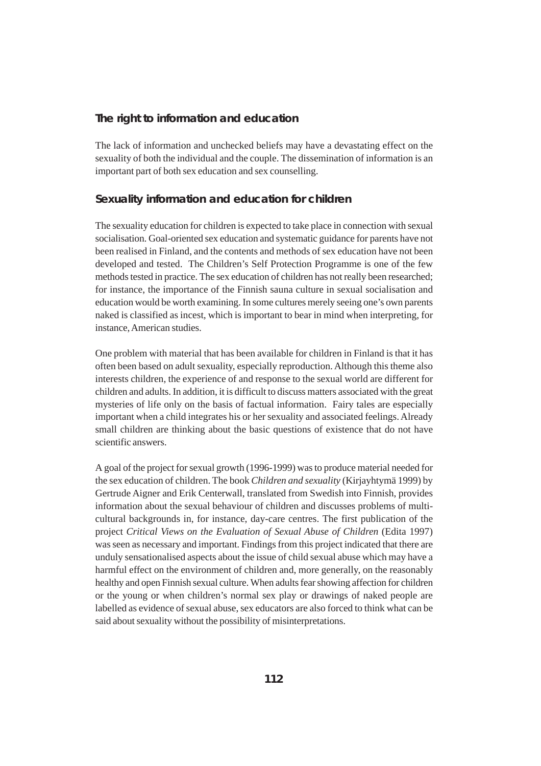## The right to information and education

The lack of information and unchecked beliefs may have a devastating effect on the sexuality of both the individual and the couple. The dissemination of information is an important part of both sex education and sex counselling.

### Sexuality information and education for children

The sexuality education for children is expected to take place in connection with sexual socialisation. Goal-oriented sex education and systematic guidance for parents have not been realised in Finland, and the contents and methods of sex education have not been developed and tested. The Children's Self Protection Programme is one of the few methods tested in practice. The sex education of children has not really been researched; for instance, the importance of the Finnish sauna culture in sexual socialisation and education would be worth examining. In some cultures merely seeing one's own parents naked is classified as incest, which is important to bear in mind when interpreting, for instance, American studies.

One problem with material that has been available for children in Finland is that it has often been based on adult sexuality, especially reproduction. Although this theme also interests children, the experience of and response to the sexual world are different for children and adults. In addition, it is difficult to discuss matters associated with the great mysteries of life only on the basis of factual information. Fairy tales are especially important when a child integrates his or her sexuality and associated feelings. Already small children are thinking about the basic questions of existence that do not have scientific answers.

A goal of the project for sexual growth (1996-1999) was to produce material needed for the sex education of children. The book *Children and sexuality* (Kirjayhtymä 1999) by Gertrude Aigner and Erik Centerwall, translated from Swedish into Finnish, provides information about the sexual behaviour of children and discusses problems of multi-cultural backgrounds in, for instance, day-care centres. The first publication of the project *Critical Views on the Evaluation of Sexual Abuse of Children* (Edita 1997) was seen as necessary and important. Findings from this project indicated that there are unduly sensationalised aspects about the issue of child sexual abuse which may have a harmful effect on the environment of children and, more generally, on the reasonably healthy and open Finnish sexual culture. When adults fear showing affection for children or the young or when children's normal sex play or drawings of naked people are labelled as evidence of sexual abuse, sex educators are also forced to think what can be said about sexuality without the possibility of misinterpretations.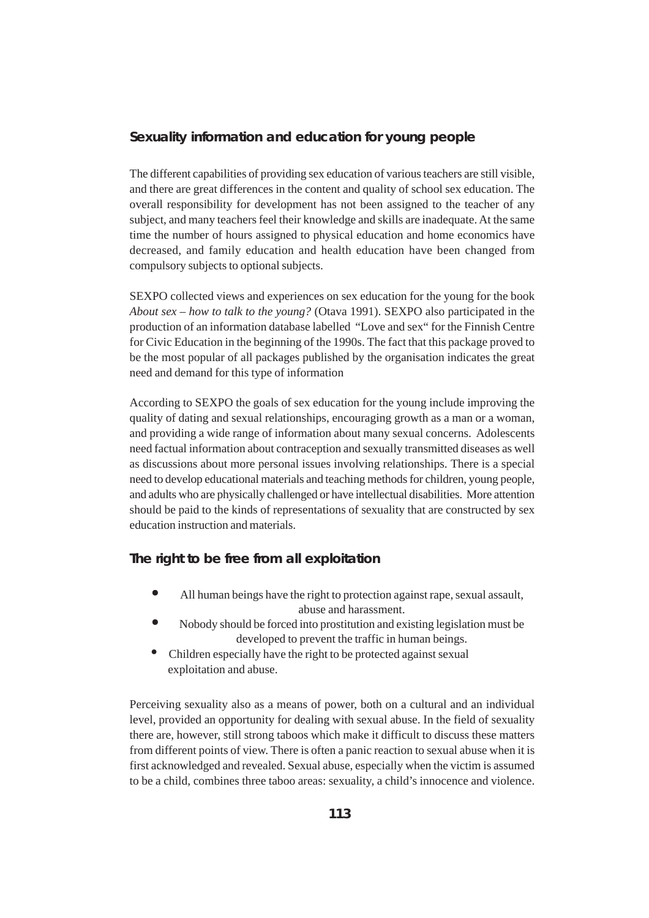## Sexuality information and education for young people

The different capabilities of providing sex education of various teachers are still visible, and there are great differences in the content and quality of school sex education. The overall responsibility for development has not been assigned to the teacher of any subject, and many teachers feel their knowledge and skills are inadequate. At the same time the number of hours assigned to physical education and home economics have decreased, and family education and health education have been changed from compulsory subjects to optional subjects.

SEXPO collected views and experiences on sex education for the young for the book *About sex – how to talk to the young?* (Otava 1991). SEXPO also participated in the production of an information database labelled "Love and sex" for the Finnish Centre for Civic Education in the beginning of the 1990s. The fact that this package proved to be the most popular of all packages published by the organisation indicates the great need and demand for this type of information

According to SEXPO the goals of sex education for the young include improving the quality of dating and sexual relationships, encouraging growth as a man or a woman, and providing a wide range of information about many sexual concerns. Adolescents need factual information about contraception and sexually transmitted diseases as well as discussions about more personal issues involving relationships. There is a special need to develop educational materials and teaching methods for children, young people, and adults who are physically challenged or have intellectual disabilities. More attention should be paid to the kinds of representations of sexuality that are constructed by sex education instruction and materials.

## The right to be free from all exploitation

- All human beings have the right to protection against rape, sexual assault, abuse and harassment.
- Nobody should be forced into prostitution and existing legislation must be developed to prevent the traffic in human beings.
- Children especially have the right to be protected against sexual exploitation and abuse.

Perceiving sexuality also as a means of power, both on a cultural and an individual level, provided an opportunity for dealing with sexual abuse. In the field of sexuality there are, however, still strong taboos which make it difficult to discuss these matters from different points of view. There is often a panic reaction to sexual abuse when it is first acknowledged and revealed. Sexual abuse, especially when the victim is assumed to be a child, combines three taboo areas: sexuality, a child's innocence and violence.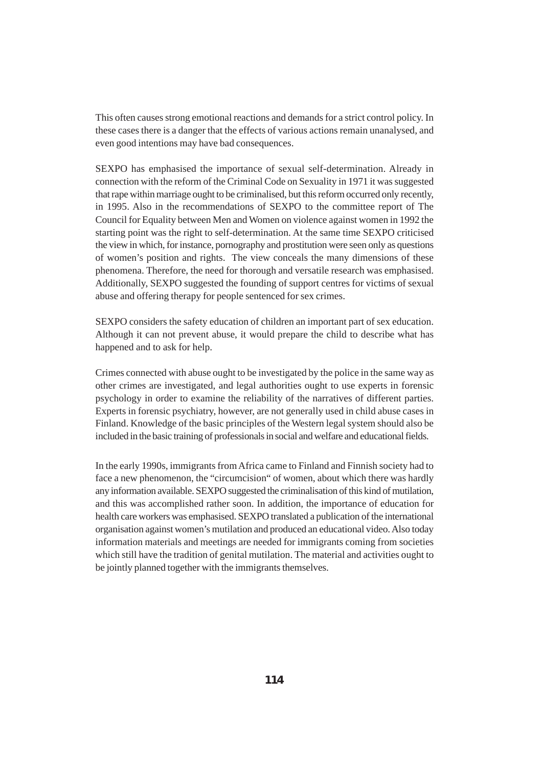This often causes strong emotional reactions and demands for a strict control policy. In these cases there is a danger that the effects of various actions remain unanalysed, and even good intentions may have bad consequences.

SEXPO has emphasised the importance of sexual self-determination. Already in connection with the reform of the Criminal Code on Sexuality in 1971 it was suggested that rape within marriage ought to be criminalised, but this reform occurred only recently, in 1995. Also in the recommendations of SEXPO to the committee report of The Council for Equality between Men and Women on violence against women in 1992 the starting point was the right to self-determination. At the same time SEXPO criticised the view in which, for instance, pornography and prostitution were seen only as questions of women's position and rights. The view conceals the many dimensions of these phenomena. Therefore, the need for thorough and versatile research was emphasised. Additionally, SEXPO suggested the founding of support centres for victims of sexual abuse and offering therapy for people sentenced for sex crimes.

SEXPO considers the safety education of children an important part of sex education. Although it can not prevent abuse, it would prepare the child to describe what has happened and to ask for help.

Crimes connected with abuse ought to be investigated by the police in the same way as other crimes are investigated, and legal authorities ought to use experts in forensic psychology in order to examine the reliability of the narratives of different parties. Experts in forensic psychiatry, however, are not generally used in child abuse cases in Finland. Knowledge of the basic principles of the Western legal system should also be included in the basic training of professionals in social and welfare and educational fields.

In the early 1990s, immigrants from Africa came to Finland and Finnish society had to face a new phenomenon, the "circumcision" of women, about which there was hardly any information available. SEXPO suggested the criminalisation of this kind of mutilation, and this was accomplished rather soon. In addition, the importance of education for health care workers was emphasised. SEXPO translated a publication of the international organisation against women's mutilation and produced an educational video. Also today information materials and meetings are needed for immigrants coming from societies which still have the tradition of genital mutilation. The material and activities ought to be jointly planned together with the immigrants themselves.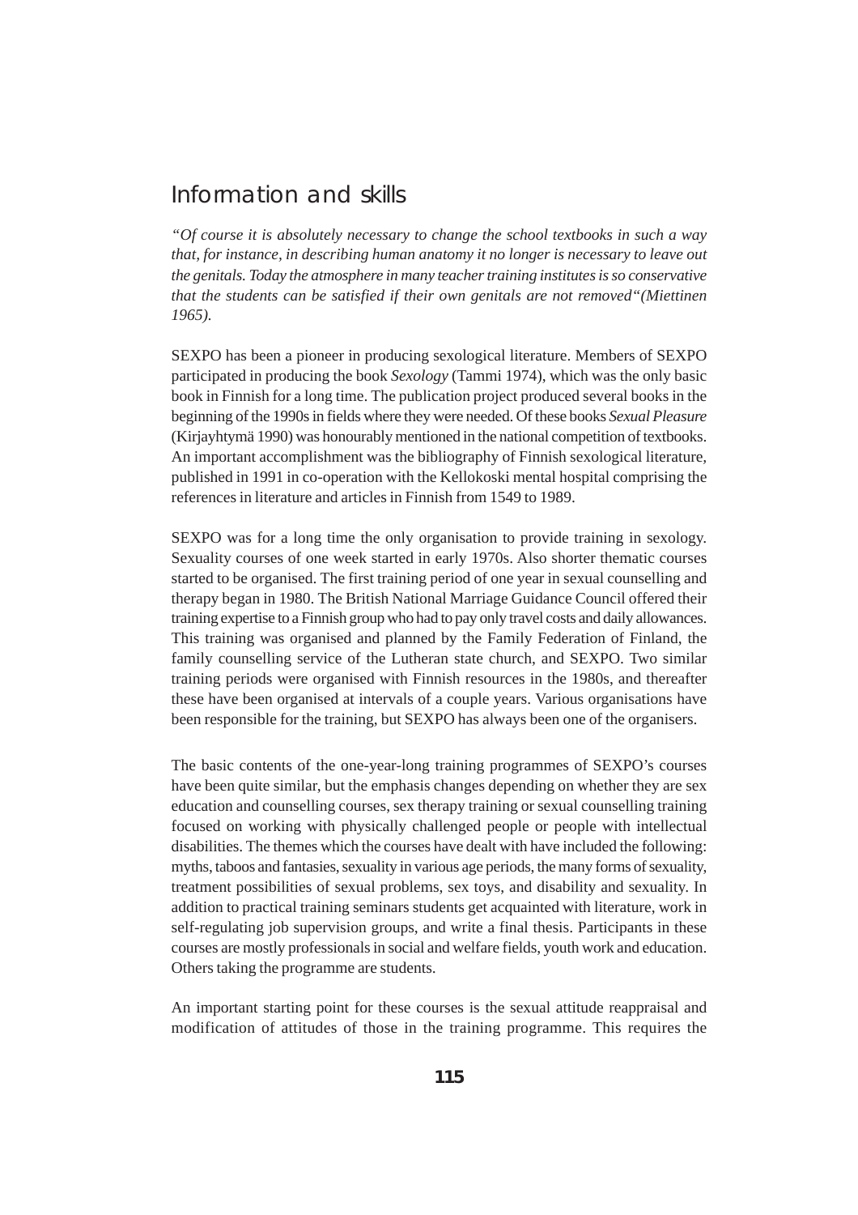## Information and skills

*"Of course it is absolutely necessary to change the school textbooks in such a way that, for instance, in describing human anatomy it no longer is necessary to leave out the genitals. Today the atmosphere in many teacher training institutes is so conservative that the students can be satisfied if their own genitals are not removed"(Miettinen 1965).*

SEXPO has been a pioneer in producing sexological literature. Members of SEXPO participated in producing the book *Sexology* (Tammi 1974), which was the only basic book in Finnish for a long time. The publication project produced several books in the beginning of the 1990s in fields where they were needed. Of these books *Sexual Pleasure* (Kirjayhtymä 1990) was honourably mentioned in the national competition of textbooks. An important accomplishment was the bibliography of Finnish sexological literature, published in 1991 in co-operation with the Kellokoski mental hospital comprising the references in literature and articles in Finnish from 1549 to 1989.

SEXPO was for a long time the only organisation to provide training in sexology. Sexuality courses of one week started in early 1970s. Also shorter thematic courses started to be organised. The first training period of one year in sexual counselling and therapy began in 1980. The British National Marriage Guidance Council offered their training expertise to a Finnish group who had to pay only travel costs and daily allowances. This training was organised and planned by the Family Federation of Finland, the family counselling service of the Lutheran state church, and SEXPO. Two similar training periods were organised with Finnish resources in the 1980s, and thereafter these have been organised at intervals of a couple years. Various organisations have been responsible for the training, but SEXPO has always been one of the organisers.

The basic contents of the one-year-long training programmes of SEXPO's courses have been quite similar, but the emphasis changes depending on whether they are sex education and counselling courses, sex therapy training or sexual counselling training focused on working with physically challenged people or people with intellectual disabilities. The themes which the courses have dealt with have included the following: myths, taboos and fantasies, sexuality in various age periods, the many forms of sexuality, treatment possibilities of sexual problems, sex toys, and disability and sexuality. In addition to practical training seminars students get acquainted with literature, work in self-regulating job supervision groups, and write a final thesis. Participants in these courses are mostly professionals in social and welfare fields, youth work and education. Others taking the programme are students.

An important starting point for these courses is the sexual attitude reappraisal and modification of attitudes of those in the training programme. This requires the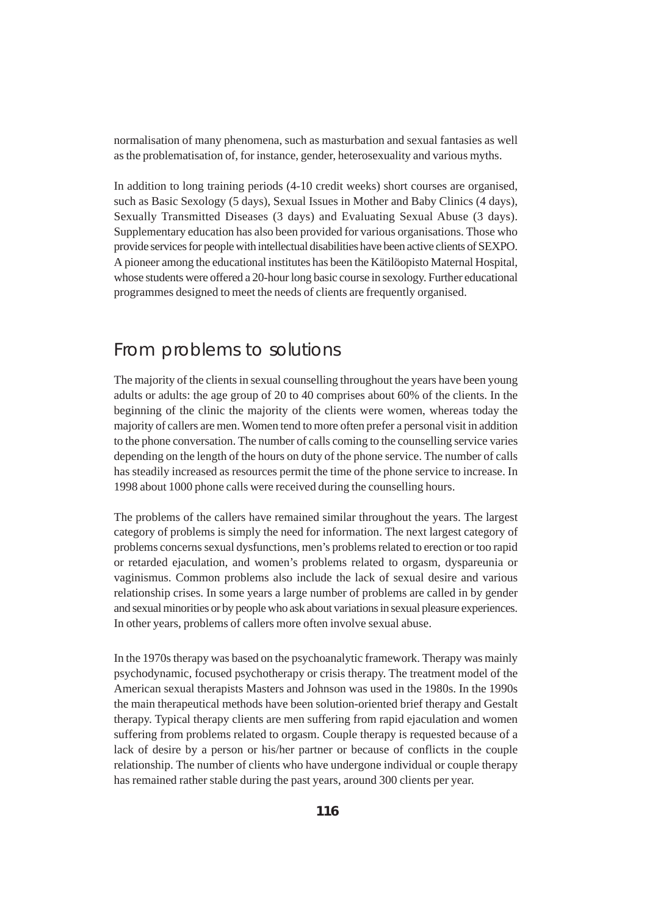normalisation of many phenomena, such as masturbation and sexual fantasies as well as the problematisation of, for instance, gender, heterosexuality and various myths.

In addition to long training periods (4-10 credit weeks) short courses are organised, such as Basic Sexology (5 days), Sexual Issues in Mother and Baby Clinics (4 days), Sexually Transmitted Diseases (3 days) and Evaluating Sexual Abuse (3 days). Supplementary education has also been provided for various organisations. Those who provide services for people with intellectual disabilities have been active clients of SEXPO. A pioneer among the educational institutes has been the Kätilöopisto Maternal Hospital, whose students were offered a 20-hour long basic course in sexology. Further educational programmes designed to meet the needs of clients are frequently organised.

## From problems to solutions

The majority of the clients in sexual counselling throughout the years have been young adults or adults: the age group of 20 to 40 comprises about 60% of the clients. In the beginning of the clinic the majority of the clients were women, whereas today the majority of callers are men. Women tend to more often prefer a personal visit in addition to the phone conversation. The number of calls coming to the counselling service varies depending on the length of the hours on duty of the phone service. The number of calls has steadily increased as resources permit the time of the phone service to increase. In 1998 about 1000 phone calls were received during the counselling hours.

The problems of the callers have remained similar throughout the years. The largest category of problems is simply the need for information. The next largest category of problems concerns sexual dysfunctions, men's problems related to erection or too rapid or retarded ejaculation, and women's problems related to orgasm, dyspareunia or vaginismus. Common problems also include the lack of sexual desire and various relationship crises. In some years a large number of problems are called in by gender and sexual minorities or by people who ask about variations in sexual pleasure experiences. In other years, problems of callers more often involve sexual abuse.

In the 1970s therapy was based on the psychoanalytic framework. Therapy was mainly psychodynamic, focused psychotherapy or crisis therapy. The treatment model of the American sexual therapists Masters and Johnson was used in the 1980s. In the 1990s the main therapeutical methods have been solution-oriented brief therapy and Gestalt therapy. Typical therapy clients are men suffering from rapid ejaculation and women suffering from problems related to orgasm. Couple therapy is requested because of a lack of desire by a person or his/her partner or because of conflicts in the couple relationship. The number of clients who have undergone individual or couple therapy has remained rather stable during the past years, around 300 clients per year.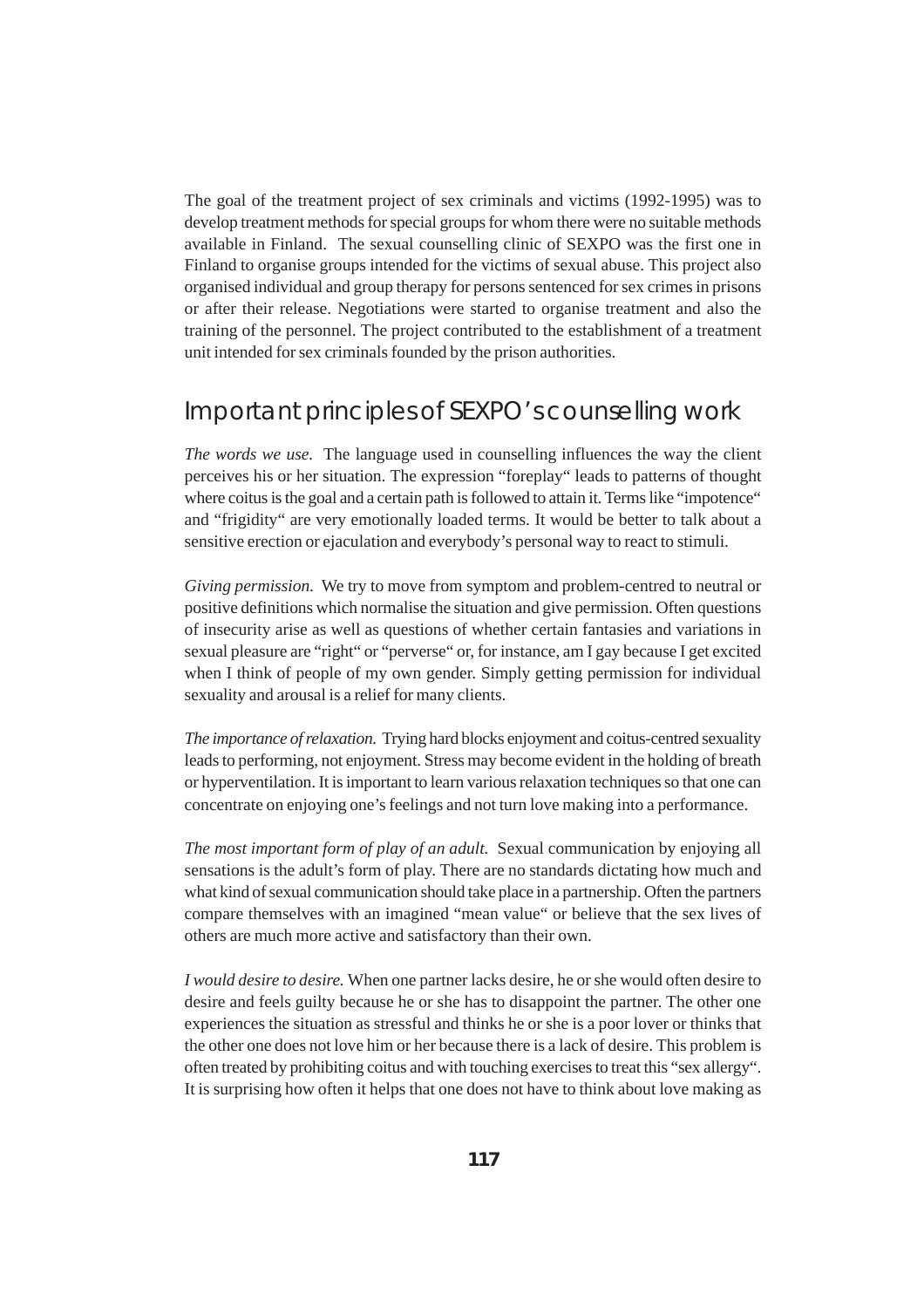The goal of the treatment project of sex criminals and victims (1992-1995) was to develop treatment methods for special groups for whom there were no suitable methods available in Finland. The sexual counselling clinic of SEXPO was the first one in Finland to organise groups intended for the victims of sexual abuse. This project also organised individual and group therapy for persons sentenced for sex crimes in prisons or after their release. Negotiations were started to organise treatment and also the training of the personnel. The project contributed to the establishment of a treatment unit intended for sex criminals founded by the prison authorities.

## Important principles of SEXPO's counselling work

*The words we use.* The language used in counselling influences the way the client perceives his or her situation. The expression "foreplay" leads to patterns of thought where coitus is the goal and a certain path is followed to attain it. Terms like "impotence" and "frigidity" are very emotionally loaded terms. It would be better to talk about a sensitive erection or ejaculation and everybody's personal way to react to stimuli.

*Giving permission.* We try to move from symptom and problem-centred to neutral or positive definitions which normalise the situation and give permission. Often questions of insecurity arise as well as questions of whether certain fantasies and variations in sexual pleasure are "right" or "perverse" or, for instance, am I gay because I get excited when I think of people of my own gender. Simply getting permission for individual sexuality and arousal is a relief for many clients.

*The importance of relaxation.* Trying hard blocks enjoyment and coitus-centred sexuality leads to performing, not enjoyment. Stress may become evident in the holding of breath or hyperventilation. It is important to learn various relaxation techniques so that one can concentrate on enjoying one's feelings and not turn love making into a performance.

*The most important form of play of an adult.* Sexual communication by enjoying all sensations is the adult's form of play. There are no standards dictating how much and what kind of sexual communication should take place in a partnership. Often the partners compare themselves with an imagined "mean value" or believe that the sex lives of others are much more active and satisfactory than their own.

*I would desire to desire.* When one partner lacks desire, he or she would often desire to desire and feels guilty because he or she has to disappoint the partner. The other one experiences the situation as stressful and thinks he or she is a poor lover or thinks that the other one does not love him or her because there is a lack of desire. This problem is often treated by prohibiting coitus and with touching exercises to treat this "sex allergy". It is surprising how often it helps that one does not have to think about love making as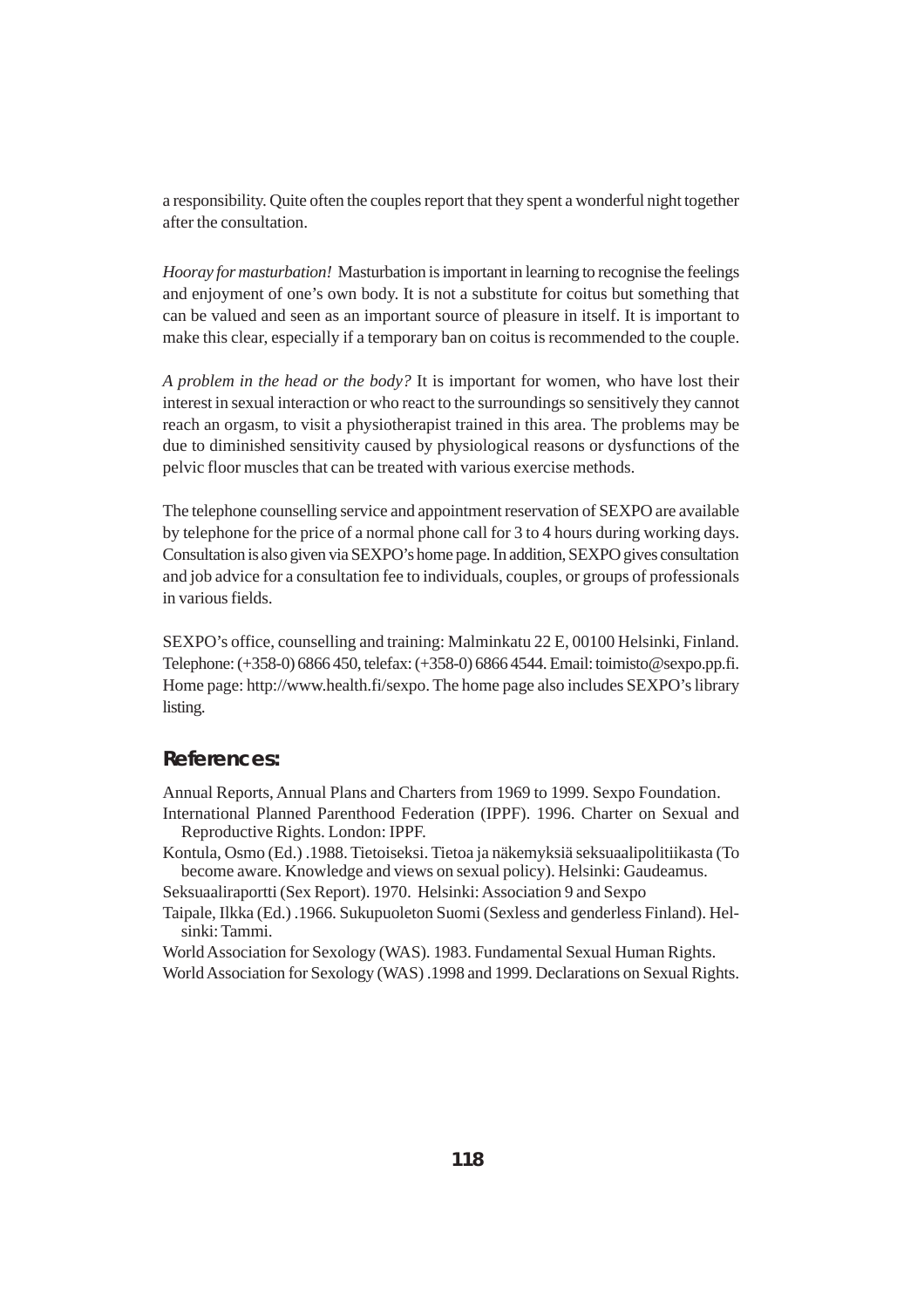a responsibility. Quite often the couples report that they spent a wonderful night together after the consultation.

*Hooray for masturbation!* Masturbation is important in learning to recognise the feelings and enjoyment of one's own body. It is not a substitute for coitus but something that can be valued and seen as an important source of pleasure in itself. It is important to make this clear, especially if a temporary ban on coitus is recommended to the couple.

*A problem in the head or the body?* It is important for women, who have lost their interest in sexual interaction or who react to the surroundings so sensitively they cannot reach an orgasm, to visit a physiotherapist trained in this area. The problems may be due to diminished sensitivity caused by physiological reasons or dysfunctions of the pelvic floor muscles that can be treated with various exercise methods.

The telephone counselling service and appointment reservation of SEXPO are available by telephone for the price of a normal phone call for 3 to 4 hours during working days. Consultation is also given via SEXPO's home page. In addition, SEXPO gives consultation and job advice for a consultation fee to individuals, couples, or groups of professionals in various fields.

SEXPO's office, counselling and training: Malminkatu 22 E, 00100 Helsinki, Finland. Telephone: (+358-0) 6866 450, telefax: (+358-0) 6866 4544. Email: toimisto@sexpo.pp.fi. Home page: http://www.health.fi/sexpo. The home page also includes SEXPO's library listing.

## References:

Annual Reports, Annual Plans and Charters from 1969 to 1999. Sexpo Foundation.

International Planned Parenthood Federation (IPPF). 1996. Charter on Sexual and Reproductive Rights. London: IPPF.

Kontula, Osmo (Ed.) .1988. Tietoiseksi. Tietoa ja näkemyksiä seksuaalipolitiikasta (To become aware. Knowledge and views on sexual policy). Helsinki: Gaudeamus.

Seksuaaliraportti (Sex Report). 1970. Helsinki: Association 9 and Sexpo

Taipale, Ilkka (Ed.) .1966. Sukupuoleton Suomi (Sexless and genderless Finland). Helsinki: Tammi.

World Association for Sexology (WAS). 1983. Fundamental Sexual Human Rights.

World Association for Sexology (WAS) .1998 and 1999. Declarations on Sexual Rights.